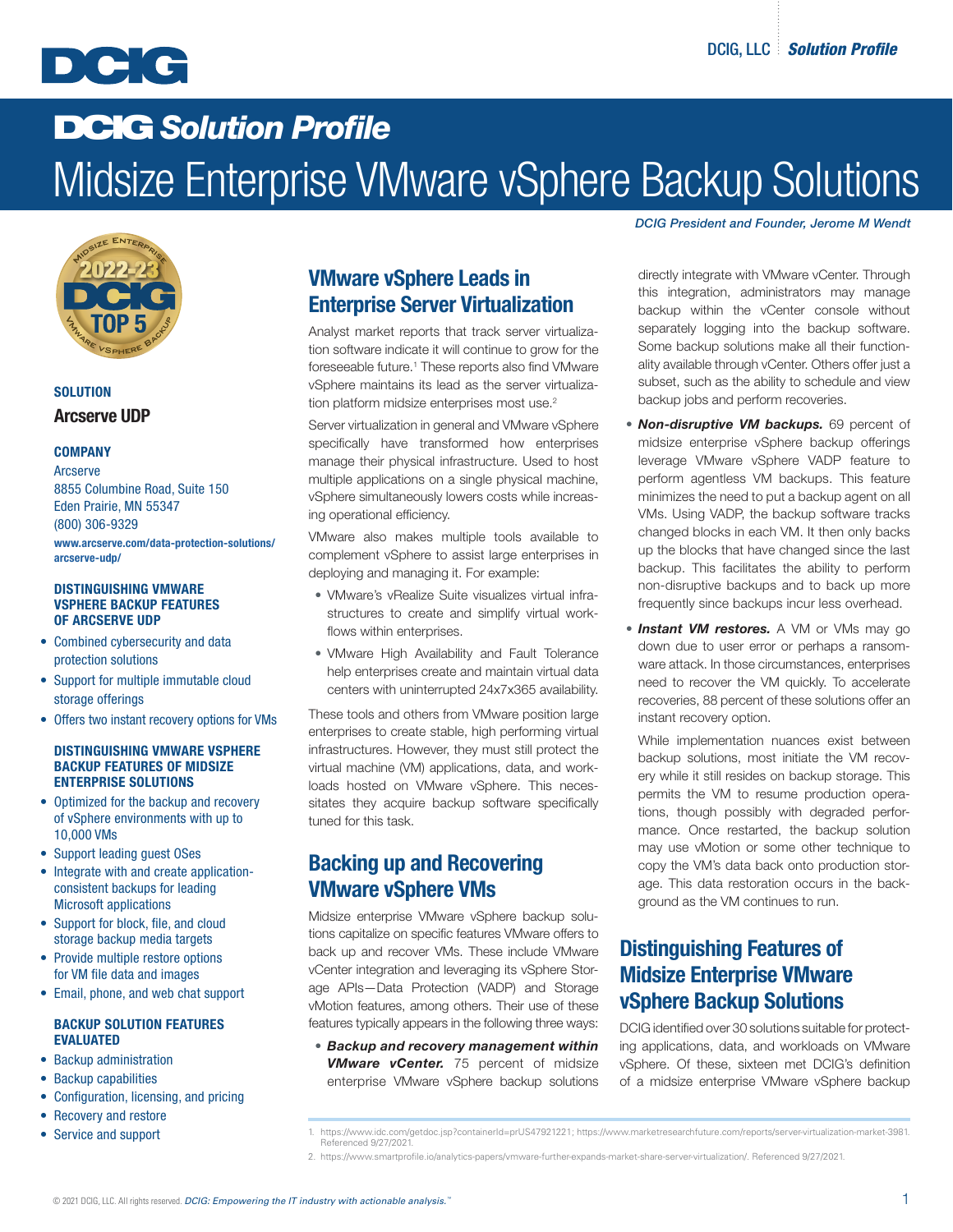# DCIG Solution Profile

# Midsize Enterprise VMware vSphere Backup Solutions

*DCIG President and Founder, Jerome M Wendt*

**SOLUTION**

**Arcserve UDP**

**COMPANY**

Arcserve
8855 Columbine Road, Suite 150
Eden Prairie, MN 55347
(800) 306-9329
www.arcserve.com/data-protection-solutions/arcserve-udp/

**DISTINGUISHING VMWARE VSPHERE BACKUP FEATURES OF ARCSERVE UDP**

- Combined cybersecurity and data protection solutions
- Support for multiple immutable cloud storage offerings
- Offers two instant recovery options for VMs

**DISTINGUISHING VMWARE VSPHERE BACKUP FEATURES OF MIDSIZE ENTERPRISE SOLUTIONS**

- Optimized for the backup and recovery of vSphere environments with up to 10,000 VMs
- Support leading guest OSes
- Integrate with and create application-consistent backups for leading Microsoft applications
- Support for block, file, and cloud storage backup media targets
- Provide multiple restore options for VM file data and images
- Email, phone, and web chat support

**BACKUP SOLUTION FEATURES EVALUATED**

- Backup administration
- Backup capabilities
- Configuration, licensing, and pricing
- Recovery and restore
- Service and support

## VMware vSphere Leads in Enterprise Server Virtualization

Analyst market reports that track server virtualization software indicate it will continue to grow for the foreseeable future.[1] These reports also find VMware vSphere maintains its lead as the server virtualization platform midsize enterprises most use.[2]

Server virtualization in general and VMware vSphere specifically have transformed how enterprises manage their physical infrastructure. Used to host multiple applications on a single physical machine, vSphere simultaneously lowers costs while increasing operational efficiency.

VMware also makes multiple tools available to complement vSphere to assist large enterprises in deploying and managing it. For example:

- VMware's vRealize Suite visualizes virtual infrastructures to create and simplify virtual workflows within enterprises.
- VMware High Availability and Fault Tolerance help enterprises create and maintain virtual data centers with uninterrupted 24x7x365 availability.

These tools and others from VMware position large enterprises to create stable, high performing virtual infrastructures. However, they must still protect the virtual machine (VM) applications, data, and workloads hosted on VMware vSphere. This necessitates they acquire backup software specifically tuned for this task.

## Backing up and Recovering VMware vSphere VMs

Midsize enterprise VMware vSphere backup solutions capitalize on specific features VMware offers to back up and recover VMs. These include VMware vCenter integration and leveraging its vSphere Storage APIs—Data Protection (VADP) and Storage vMotion features, among others. Their use of these features typically appears in the following three ways:

- ***Backup and recovery management within VMware vCenter.*** 75 percent of midsize enterprise VMware vSphere backup solutions directly integrate with VMware vCenter. Through this integration, administrators may manage backup within the vCenter console without separately logging into the backup software. Some backup solutions make all their functionality available through vCenter. Others offer just a subset, such as the ability to schedule and view backup jobs and perform recoveries.
- ***Non-disruptive VM backups.*** 69 percent of midsize enterprise vSphere backup offerings leverage VMware vSphere VADP feature to perform agentless VM backups. This feature minimizes the need to put a backup agent on all VMs. Using VADP, the backup software tracks changed blocks in each VM. It then only backs up the blocks that have changed since the last backup. This facilitates the ability to perform non-disruptive backups and to back up more frequently since backups incur less overhead.
- ***Instant VM restores.*** A VM or VMs may go down due to user error or perhaps a ransomware attack. In those circumstances, enterprises need to recover the VM quickly. To accelerate recoveries, 88 percent of these solutions offer an instant recovery option.

  While implementation nuances exist between backup solutions, most initiate the VM recovery while it still resides on backup storage. This permits the VM to resume production operations, though possibly with degraded performance. Once restarted, the backup solution may use vMotion or some other technique to copy the VM's data back onto production storage. This data restoration occurs in the background as the VM continues to run.

## Distinguishing Features of Midsize Enterprise VMware vSphere Backup Solutions

DCIG identified over 30 solutions suitable for protecting applications, data, and workloads on VMware vSphere. Of these, sixteen met DCIG's definition of a midsize enterprise VMware vSphere backup

1. https://www.idc.com/getdoc.jsp?containerId=prUS47921221; https://www.marketresearchfuture.com/reports/server-virtualization-market-3981. Referenced 9/27/2021.
2. https://www.smartprofile.io/analytics-papers/vmware-further-expands-market-share-server-virtualization/. Referenced 9/27/2021.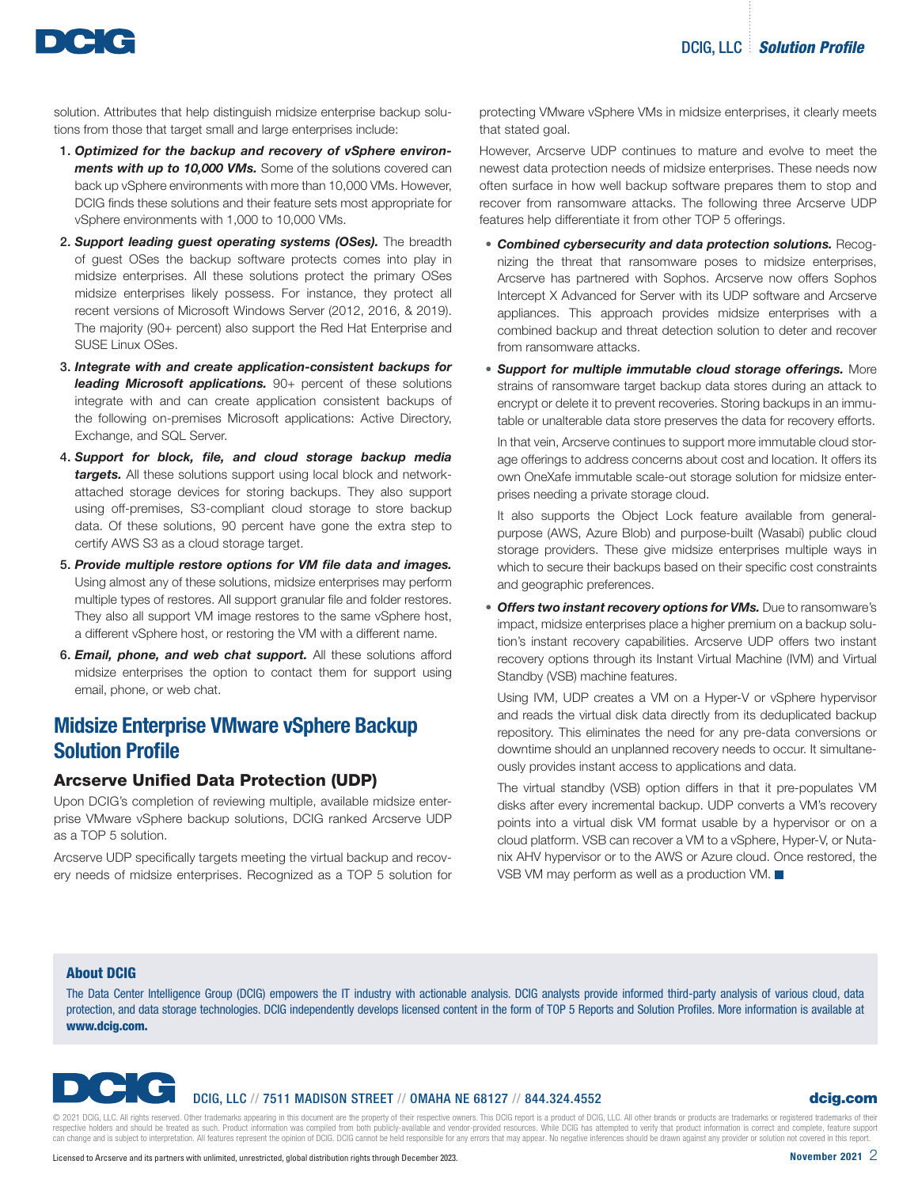solution. Attributes that help distinguish midsize enterprise backup solutions from those that target small and large enterprises include:

1. ***Optimized for the backup and recovery of vSphere environments with up to 10,000 VMs.*** Some of the solutions covered can back up vSphere environments with more than 10,000 VMs. However, DCIG finds these solutions and their feature sets most appropriate for vSphere environments with 1,000 to 10,000 VMs.
2. ***Support leading guest operating systems (OSes).*** The breadth of guest OSes the backup software protects comes into play in midsize enterprises. All these solutions protect the primary OSes midsize enterprises likely possess. For instance, they protect all recent versions of Microsoft Windows Server (2012, 2016, & 2019). The majority (90+ percent) also support the Red Hat Enterprise and SUSE Linux OSes.
3. ***Integrate with and create application-consistent backups for leading Microsoft applications.*** 90+ percent of these solutions integrate with and can create application consistent backups of the following on-premises Microsoft applications: Active Directory, Exchange, and SQL Server.
4. ***Support for block, file, and cloud storage backup media targets.*** All these solutions support using local block and network-attached storage devices for storing backups. They also support using off-premises, S3-compliant cloud storage to store backup data. Of these solutions, 90 percent have gone the extra step to certify AWS S3 as a cloud storage target.
5. ***Provide multiple restore options for VM file data and images.*** Using almost any of these solutions, midsize enterprises may perform multiple types of restores. All support granular file and folder restores. They also all support VM image restores to the same vSphere host, a different vSphere host, or restoring the VM with a different name.
6. ***Email, phone, and web chat support.*** All these solutions afford midsize enterprises the option to contact them for support using email, phone, or web chat.

## Midsize Enterprise VMware vSphere Backup Solution Profile

### Arcserve Unified Data Protection (UDP)

Upon DCIG's completion of reviewing multiple, available midsize enterprise VMware vSphere backup solutions, DCIG ranked Arcserve UDP as a TOP 5 solution.

Arcserve UDP specifically targets meeting the virtual backup and recovery needs of midsize enterprises. Recognized as a TOP 5 solution for protecting VMware vSphere VMs in midsize enterprises, it clearly meets that stated goal.

However, Arcserve UDP continues to mature and evolve to meet the newest data protection needs of midsize enterprises. These needs now often surface in how well backup software prepares them to stop and recover from ransomware attacks. The following three Arcserve UDP features help differentiate it from other TOP 5 offerings.

- ***Combined cybersecurity and data protection solutions.*** Recognizing the threat that ransomware poses to midsize enterprises, Arcserve has partnered with Sophos. Arcserve now offers Sophos Intercept X Advanced for Server with its UDP software and Arcserve appliances. This approach provides midsize enterprises with a combined backup and threat detection solution to deter and recover from ransomware attacks.
- ***Support for multiple immutable cloud storage offerings.*** More strains of ransomware target backup data stores during an attack to encrypt or delete it to prevent recoveries. Storing backups in an immutable or unalterable data store preserves the data for recovery efforts.

  In that vein, Arcserve continues to support more immutable cloud storage offerings to address concerns about cost and location. It offers its own OneXafe immutable scale-out storage solution for midsize enterprises needing a private storage cloud.

  It also supports the Object Lock feature available from general-purpose (AWS, Azure Blob) and purpose-built (Wasabi) public cloud storage providers. These give midsize enterprises multiple ways in which to secure their backups based on their specific cost constraints and geographic preferences.
- ***Offers two instant recovery options for VMs.*** Due to ransomware's impact, midsize enterprises place a higher premium on a backup solution's instant recovery capabilities. Arcserve UDP offers two instant recovery options through its Instant Virtual Machine (IVM) and Virtual Standby (VSB) machine features.

  Using IVM, UDP creates a VM on a Hyper-V or vSphere hypervisor and reads the virtual disk data directly from its deduplicated backup repository. This eliminates the need for any pre-data conversions or downtime should an unplanned recovery needs to occur. It simultaneously provides instant access to applications and data.

  The virtual standby (VSB) option differs in that it pre-populates VM disks after every incremental backup. UDP converts a VM's recovery points into a virtual disk VM format usable by a hypervisor or on a cloud platform. VSB can recover a VM to a vSphere, Hyper-V, or Nutanix AHV hypervisor or to the AWS or Azure cloud. Once restored, the VSB VM may perform as well as a production VM. ■

### About DCIG

The Data Center Intelligence Group (DCIG) empowers the IT industry with actionable analysis. DCIG analysts provide informed third-party analysis of various cloud, data protection, and data storage technologies. DCIG independently develops licensed content in the form of TOP 5 Reports and Solution Profiles. More information is available at **www.dcig.com.**

DCIG, LLC // 7511 MADISON STREET // OMAHA NE 68127 // 844.324.4552 dcig.com

© 2021 DCIG, LLC. All rights reserved. Other trademarks appearing in this document are the property of their respective owners. This DCIG report is a product of DCIG, LLC. All other brands or products are trademarks or registered trademarks of their respective holders and should be treated as such. Product information was compiled from both publicly-available and vendor-provided resources. While DCIG has attempted to verify that product information is correct and complete, feature support can change and is subject to interpretation. All features represent the opinion of DCIG. DCIG cannot be held responsible for any errors that may appear. No negative inferences should be drawn against any provider or solution not covered in this report.

Licensed to Arcserve and its partners with unlimited, unrestricted, global distribution rights through December 2023.

November 2021